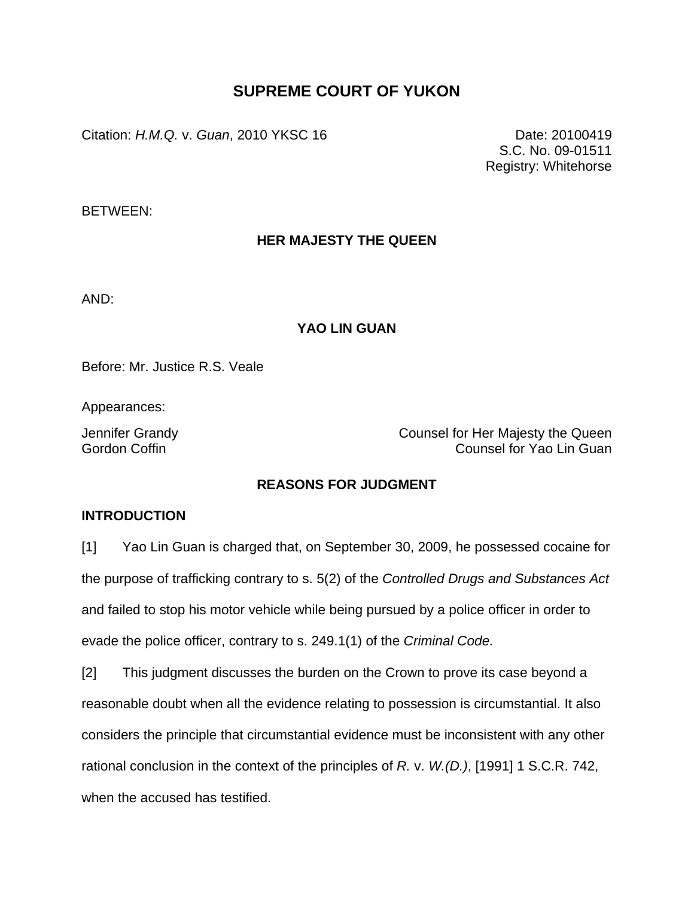# SUPREME COURT OF YUKON

Citation: *H.M.Q.* v. *Guan*, 2010 YKSC 16

Date: 20100419
S.C. No. 09-01511
Registry: Whitehorse

BETWEEN:

**HER MAJESTY THE QUEEN**

AND:

**YAO LIN GUAN**

Before: Mr. Justice R.S. Veale

Appearances:

Jennifer Grandy — Counsel for Her Majesty the Queen
Gordon Coffin — Counsel for Yao Lin Guan

## REASONS FOR JUDGMENT

### INTRODUCTION

[1] Yao Lin Guan is charged that, on September 30, 2009, he possessed cocaine for the purpose of trafficking contrary to s. 5(2) of the *Controlled Drugs and Substances Act* and failed to stop his motor vehicle while being pursued by a police officer in order to evade the police officer, contrary to s. 249.1(1) of the *Criminal Code.*

[2] This judgment discusses the burden on the Crown to prove its case beyond a reasonable doubt when all the evidence relating to possession is circumstantial. It also considers the principle that circumstantial evidence must be inconsistent with any other rational conclusion in the context of the principles of *R.* v. *W.(D.)*, [1991] 1 S.C.R. 742, when the accused has testified.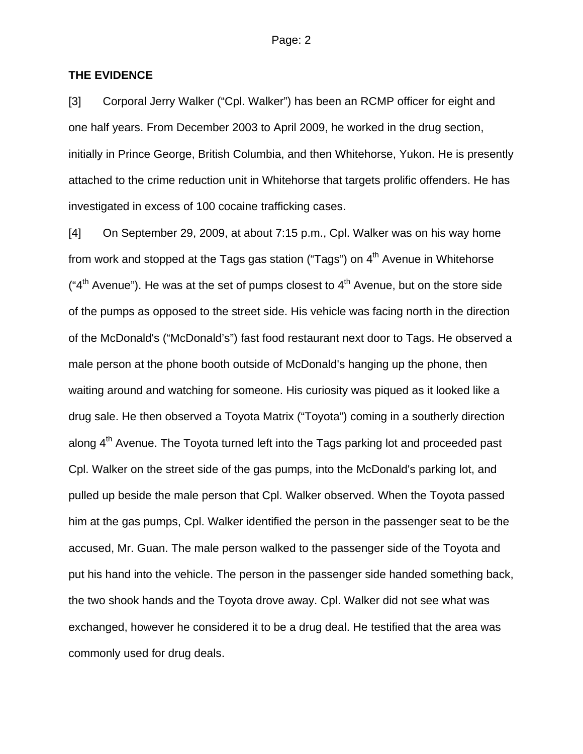**THE EVIDENCE**

[3] Corporal Jerry Walker ("Cpl. Walker") has been an RCMP officer for eight and one half years. From December 2003 to April 2009, he worked in the drug section, initially in Prince George, British Columbia, and then Whitehorse, Yukon. He is presently attached to the crime reduction unit in Whitehorse that targets prolific offenders. He has investigated in excess of 100 cocaine trafficking cases.

[4] On September 29, 2009, at about 7:15 p.m., Cpl. Walker was on his way home from work and stopped at the Tags gas station ("Tags") on 4th Avenue in Whitehorse ("4th Avenue"). He was at the set of pumps closest to 4th Avenue, but on the store side of the pumps as opposed to the street side. His vehicle was facing north in the direction of the McDonald's ("McDonald's") fast food restaurant next door to Tags. He observed a male person at the phone booth outside of McDonald's hanging up the phone, then waiting around and watching for someone. His curiosity was piqued as it looked like a drug sale. He then observed a Toyota Matrix ("Toyota") coming in a southerly direction along 4th Avenue. The Toyota turned left into the Tags parking lot and proceeded past Cpl. Walker on the street side of the gas pumps, into the McDonald's parking lot, and pulled up beside the male person that Cpl. Walker observed. When the Toyota passed him at the gas pumps, Cpl. Walker identified the person in the passenger seat to be the accused, Mr. Guan. The male person walked to the passenger side of the Toyota and put his hand into the vehicle. The person in the passenger side handed something back, the two shook hands and the Toyota drove away. Cpl. Walker did not see what was exchanged, however he considered it to be a drug deal. He testified that the area was commonly used for drug deals.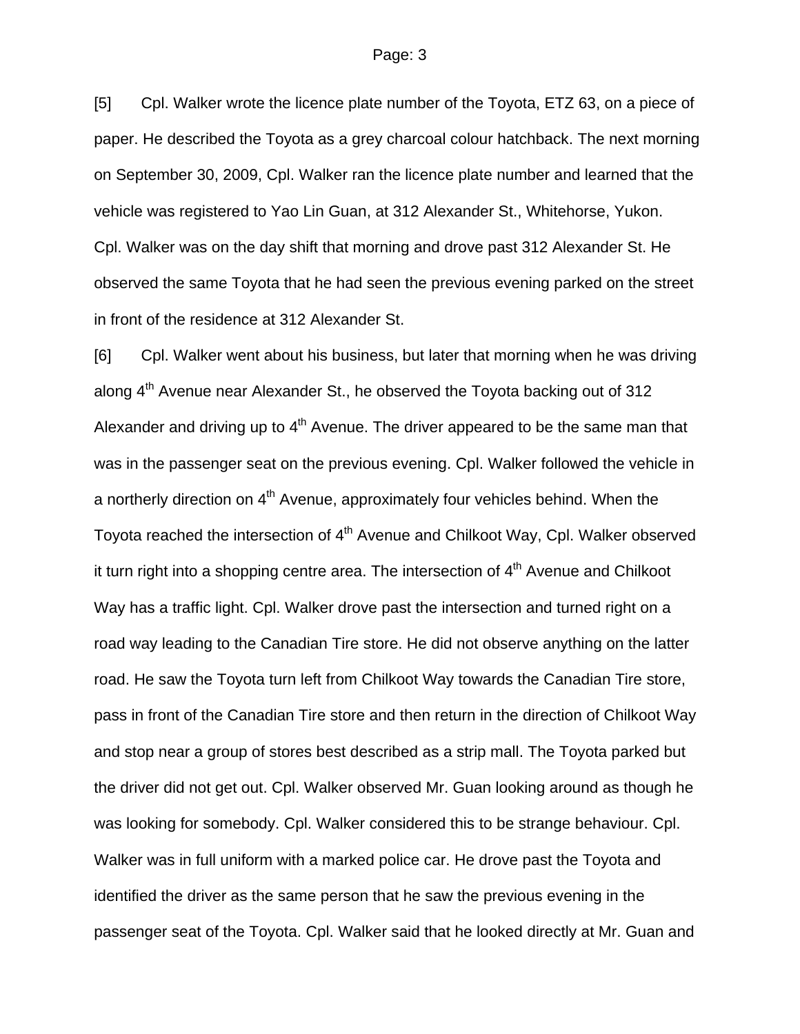[5] Cpl. Walker wrote the licence plate number of the Toyota, ETZ 63, on a piece of paper. He described the Toyota as a grey charcoal colour hatchback. The next morning on September 30, 2009, Cpl. Walker ran the licence plate number and learned that the vehicle was registered to Yao Lin Guan, at 312 Alexander St., Whitehorse, Yukon. Cpl. Walker was on the day shift that morning and drove past 312 Alexander St. He observed the same Toyota that he had seen the previous evening parked on the street in front of the residence at 312 Alexander St.

[6] Cpl. Walker went about his business, but later that morning when he was driving along 4th Avenue near Alexander St., he observed the Toyota backing out of 312 Alexander and driving up to 4th Avenue. The driver appeared to be the same man that was in the passenger seat on the previous evening. Cpl. Walker followed the vehicle in a northerly direction on 4th Avenue, approximately four vehicles behind. When the Toyota reached the intersection of 4th Avenue and Chilkoot Way, Cpl. Walker observed it turn right into a shopping centre area. The intersection of 4th Avenue and Chilkoot Way has a traffic light. Cpl. Walker drove past the intersection and turned right on a road way leading to the Canadian Tire store. He did not observe anything on the latter road. He saw the Toyota turn left from Chilkoot Way towards the Canadian Tire store, pass in front of the Canadian Tire store and then return in the direction of Chilkoot Way and stop near a group of stores best described as a strip mall. The Toyota parked but the driver did not get out. Cpl. Walker observed Mr. Guan looking around as though he was looking for somebody. Cpl. Walker considered this to be strange behaviour. Cpl. Walker was in full uniform with a marked police car. He drove past the Toyota and identified the driver as the same person that he saw the previous evening in the passenger seat of the Toyota. Cpl. Walker said that he looked directly at Mr. Guan and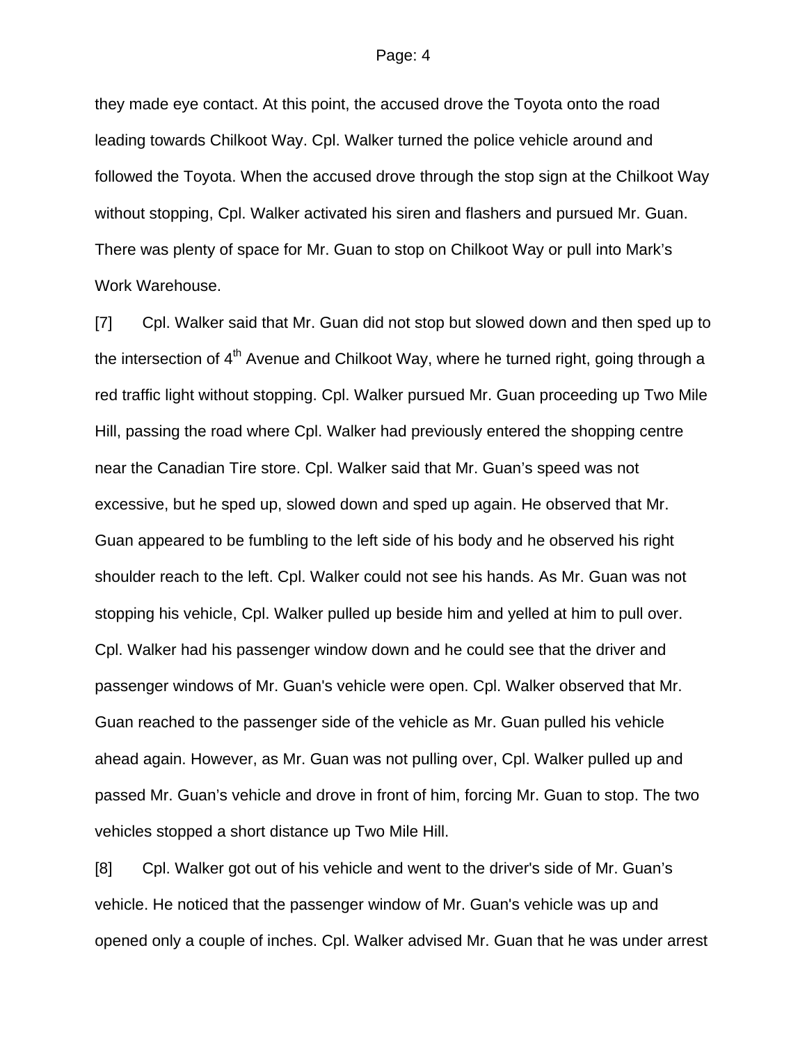they made eye contact. At this point, the accused drove the Toyota onto the road leading towards Chilkoot Way. Cpl. Walker turned the police vehicle around and followed the Toyota. When the accused drove through the stop sign at the Chilkoot Way without stopping, Cpl. Walker activated his siren and flashers and pursued Mr. Guan. There was plenty of space for Mr. Guan to stop on Chilkoot Way or pull into Mark's Work Warehouse.

[7] Cpl. Walker said that Mr. Guan did not stop but slowed down and then sped up to the intersection of 4th Avenue and Chilkoot Way, where he turned right, going through a red traffic light without stopping. Cpl. Walker pursued Mr. Guan proceeding up Two Mile Hill, passing the road where Cpl. Walker had previously entered the shopping centre near the Canadian Tire store. Cpl. Walker said that Mr. Guan's speed was not excessive, but he sped up, slowed down and sped up again. He observed that Mr. Guan appeared to be fumbling to the left side of his body and he observed his right shoulder reach to the left. Cpl. Walker could not see his hands. As Mr. Guan was not stopping his vehicle, Cpl. Walker pulled up beside him and yelled at him to pull over. Cpl. Walker had his passenger window down and he could see that the driver and passenger windows of Mr. Guan's vehicle were open. Cpl. Walker observed that Mr. Guan reached to the passenger side of the vehicle as Mr. Guan pulled his vehicle ahead again. However, as Mr. Guan was not pulling over, Cpl. Walker pulled up and passed Mr. Guan's vehicle and drove in front of him, forcing Mr. Guan to stop. The two vehicles stopped a short distance up Two Mile Hill.

[8] Cpl. Walker got out of his vehicle and went to the driver's side of Mr. Guan's vehicle. He noticed that the passenger window of Mr. Guan's vehicle was up and opened only a couple of inches. Cpl. Walker advised Mr. Guan that he was under arrest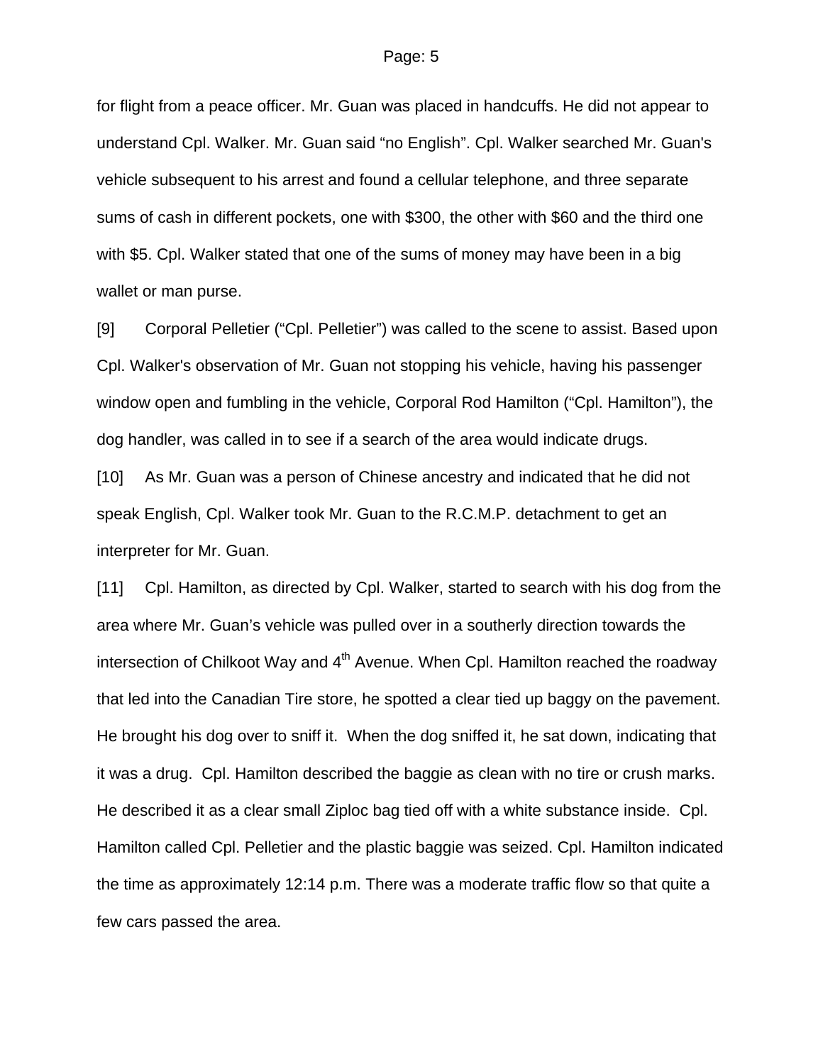for flight from a peace officer. Mr. Guan was placed in handcuffs. He did not appear to understand Cpl. Walker. Mr. Guan said “no English”. Cpl. Walker searched Mr. Guan's vehicle subsequent to his arrest and found a cellular telephone, and three separate sums of cash in different pockets, one with $300, the other with $60 and the third one with $5. Cpl. Walker stated that one of the sums of money may have been in a big wallet or man purse.

[9] Corporal Pelletier (“Cpl. Pelletier”) was called to the scene to assist. Based upon Cpl. Walker's observation of Mr. Guan not stopping his vehicle, having his passenger window open and fumbling in the vehicle, Corporal Rod Hamilton (“Cpl. Hamilton”), the dog handler, was called in to see if a search of the area would indicate drugs.

[10] As Mr. Guan was a person of Chinese ancestry and indicated that he did not speak English, Cpl. Walker took Mr. Guan to the R.C.M.P. detachment to get an interpreter for Mr. Guan.

[11] Cpl. Hamilton, as directed by Cpl. Walker, started to search with his dog from the area where Mr. Guan’s vehicle was pulled over in a southerly direction towards the intersection of Chilkoot Way and 4th Avenue. When Cpl. Hamilton reached the roadway that led into the Canadian Tire store, he spotted a clear tied up baggy on the pavement. He brought his dog over to sniff it. When the dog sniffed it, he sat down, indicating that it was a drug. Cpl. Hamilton described the baggie as clean with no tire or crush marks. He described it as a clear small Ziploc bag tied off with a white substance inside. Cpl. Hamilton called Cpl. Pelletier and the plastic baggie was seized. Cpl. Hamilton indicated the time as approximately 12:14 p.m. There was a moderate traffic flow so that quite a few cars passed the area.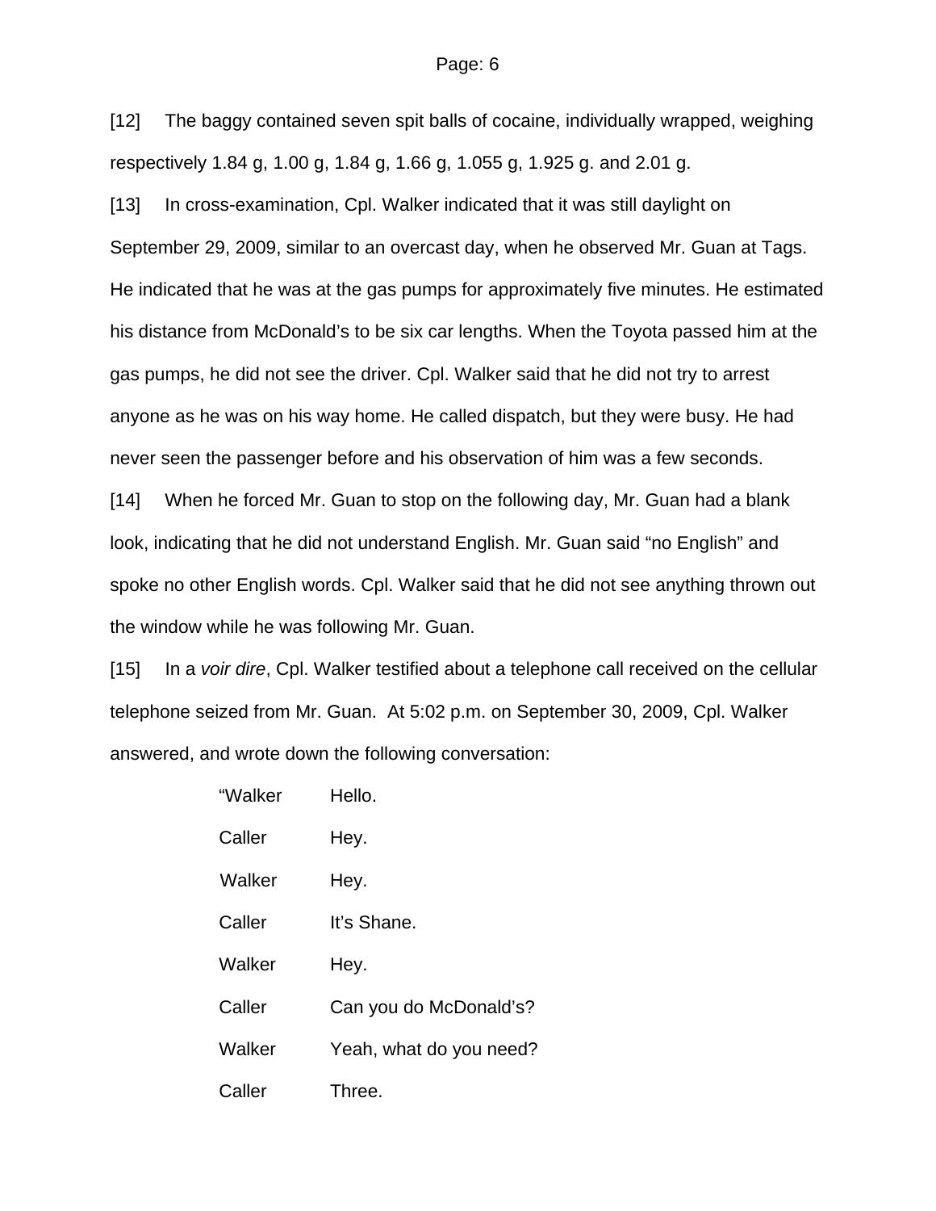[12] The baggy contained seven spit balls of cocaine, individually wrapped, weighing respectively 1.84 g, 1.00 g, 1.84 g, 1.66 g, 1.055 g, 1.925 g. and 2.01 g.

[13] In cross-examination, Cpl. Walker indicated that it was still daylight on September 29, 2009, similar to an overcast day, when he observed Mr. Guan at Tags. He indicated that he was at the gas pumps for approximately five minutes. He estimated his distance from McDonald's to be six car lengths. When the Toyota passed him at the gas pumps, he did not see the driver. Cpl. Walker said that he did not try to arrest anyone as he was on his way home. He called dispatch, but they were busy. He had never seen the passenger before and his observation of him was a few seconds.

[14] When he forced Mr. Guan to stop on the following day, Mr. Guan had a blank look, indicating that he did not understand English. Mr. Guan said "no English" and spoke no other English words. Cpl. Walker said that he did not see anything thrown out the window while he was following Mr. Guan.

[15] In a *voir dire*, Cpl. Walker testified about a telephone call received on the cellular telephone seized from Mr. Guan. At 5:02 p.m. on September 30, 2009, Cpl. Walker answered, and wrote down the following conversation:

> "Walker Hello.
>
> Caller Hey.
>
> Walker Hey.
>
> Caller It's Shane.
>
> Walker Hey.
>
> Caller Can you do McDonald's?
>
> Walker Yeah, what do you need?
>
> Caller Three.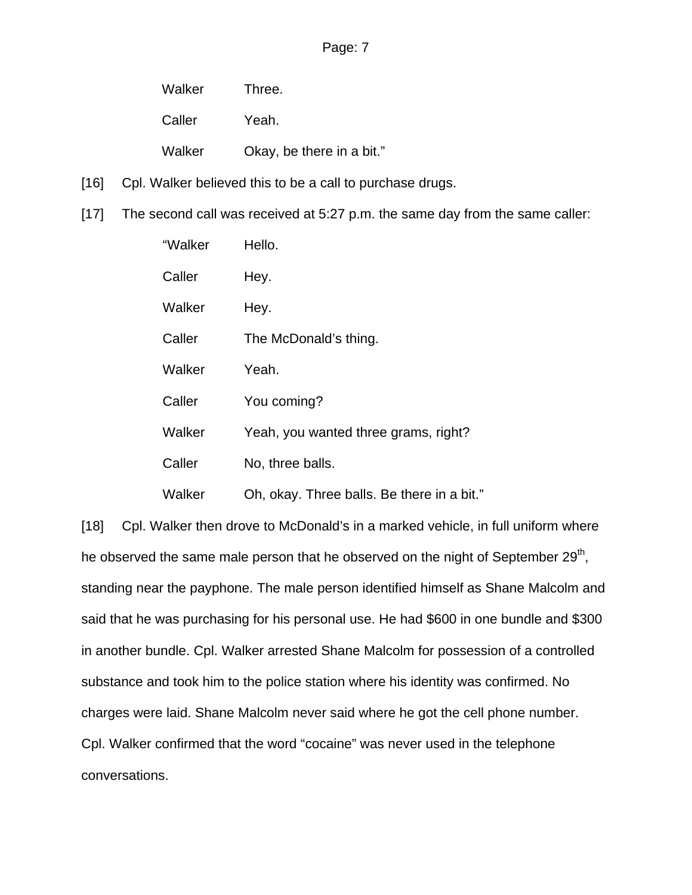| | |
|---|---|
| Walker | Three. |
| Caller | Yeah. |
| Walker | Okay, be there in a bit.” |

[16] Cpl. Walker believed this to be a call to purchase drugs.

[17] The second call was received at 5:27 p.m. the same day from the same caller:

| | |
|---|---|
| “Walker | Hello. |
| Caller | Hey. |
| Walker | Hey. |
| Caller | The McDonald’s thing. |
| Walker | Yeah. |
| Caller | You coming? |
| Walker | Yeah, you wanted three grams, right? |
| Caller | No, three balls. |
| Walker | Oh, okay. Three balls. Be there in a bit.” |

[18] Cpl. Walker then drove to McDonald’s in a marked vehicle, in full uniform where he observed the same male person that he observed on the night of September 29th, standing near the payphone. The male person identified himself as Shane Malcolm and said that he was purchasing for his personal use. He had $600 in one bundle and $300 in another bundle. Cpl. Walker arrested Shane Malcolm for possession of a controlled substance and took him to the police station where his identity was confirmed. No charges were laid. Shane Malcolm never said where he got the cell phone number. Cpl. Walker confirmed that the word “cocaine” was never used in the telephone conversations.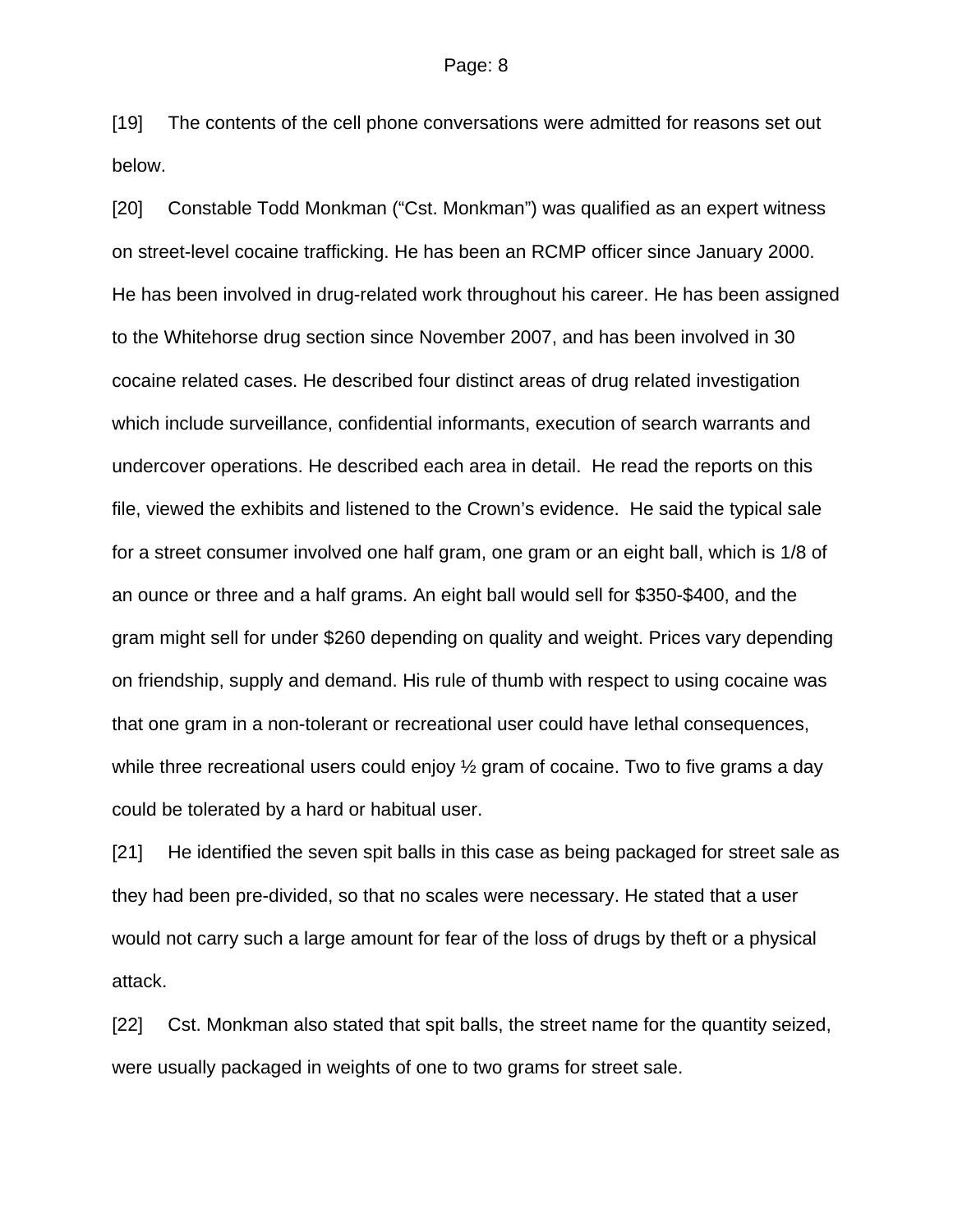[19] The contents of the cell phone conversations were admitted for reasons set out below.

[20] Constable Todd Monkman ("Cst. Monkman") was qualified as an expert witness on street-level cocaine trafficking. He has been an RCMP officer since January 2000. He has been involved in drug-related work throughout his career. He has been assigned to the Whitehorse drug section since November 2007, and has been involved in 30 cocaine related cases. He described four distinct areas of drug related investigation which include surveillance, confidential informants, execution of search warrants and undercover operations. He described each area in detail. He read the reports on this file, viewed the exhibits and listened to the Crown's evidence. He said the typical sale for a street consumer involved one half gram, one gram or an eight ball, which is 1/8 of an ounce or three and a half grams. An eight ball would sell for $350-$400, and the gram might sell for under $260 depending on quality and weight. Prices vary depending on friendship, supply and demand. His rule of thumb with respect to using cocaine was that one gram in a non-tolerant or recreational user could have lethal consequences, while three recreational users could enjoy ½ gram of cocaine. Two to five grams a day could be tolerated by a hard or habitual user.

[21] He identified the seven spit balls in this case as being packaged for street sale as they had been pre-divided, so that no scales were necessary. He stated that a user would not carry such a large amount for fear of the loss of drugs by theft or a physical attack.

[22] Cst. Monkman also stated that spit balls, the street name for the quantity seized, were usually packaged in weights of one to two grams for street sale.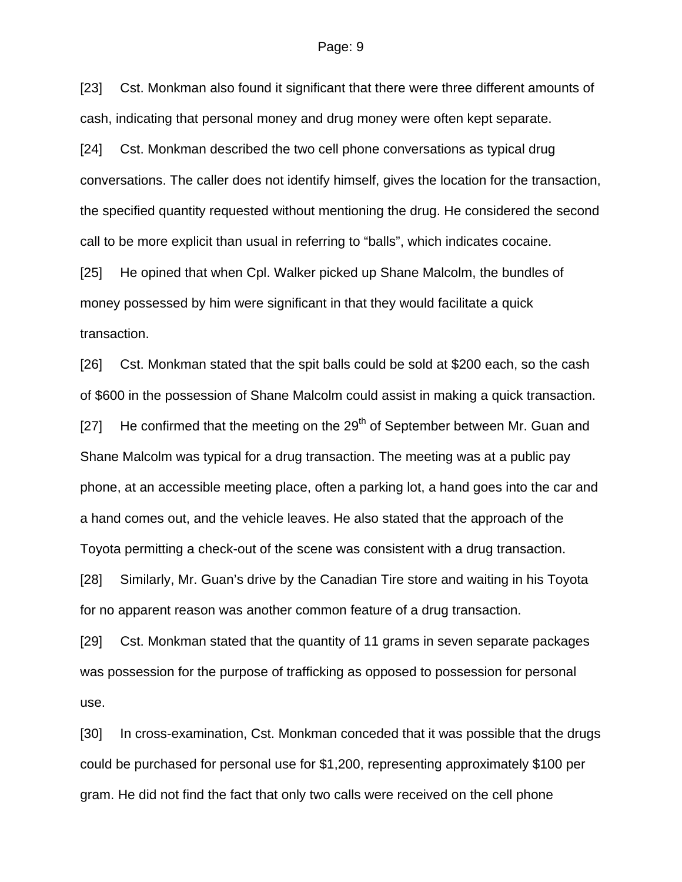[23] Cst. Monkman also found it significant that there were three different amounts of cash, indicating that personal money and drug money were often kept separate.

[24] Cst. Monkman described the two cell phone conversations as typical drug conversations. The caller does not identify himself, gives the location for the transaction, the specified quantity requested without mentioning the drug. He considered the second call to be more explicit than usual in referring to "balls", which indicates cocaine.

[25] He opined that when Cpl. Walker picked up Shane Malcolm, the bundles of money possessed by him were significant in that they would facilitate a quick transaction.

[26] Cst. Monkman stated that the spit balls could be sold at $200 each, so the cash of $600 in the possession of Shane Malcolm could assist in making a quick transaction.

[27] He confirmed that the meeting on the 29th of September between Mr. Guan and Shane Malcolm was typical for a drug transaction. The meeting was at a public pay phone, at an accessible meeting place, often a parking lot, a hand goes into the car and a hand comes out, and the vehicle leaves. He also stated that the approach of the Toyota permitting a check-out of the scene was consistent with a drug transaction.

[28] Similarly, Mr. Guan's drive by the Canadian Tire store and waiting in his Toyota for no apparent reason was another common feature of a drug transaction.

[29] Cst. Monkman stated that the quantity of 11 grams in seven separate packages was possession for the purpose of trafficking as opposed to possession for personal use.

[30] In cross-examination, Cst. Monkman conceded that it was possible that the drugs could be purchased for personal use for $1,200, representing approximately $100 per gram. He did not find the fact that only two calls were received on the cell phone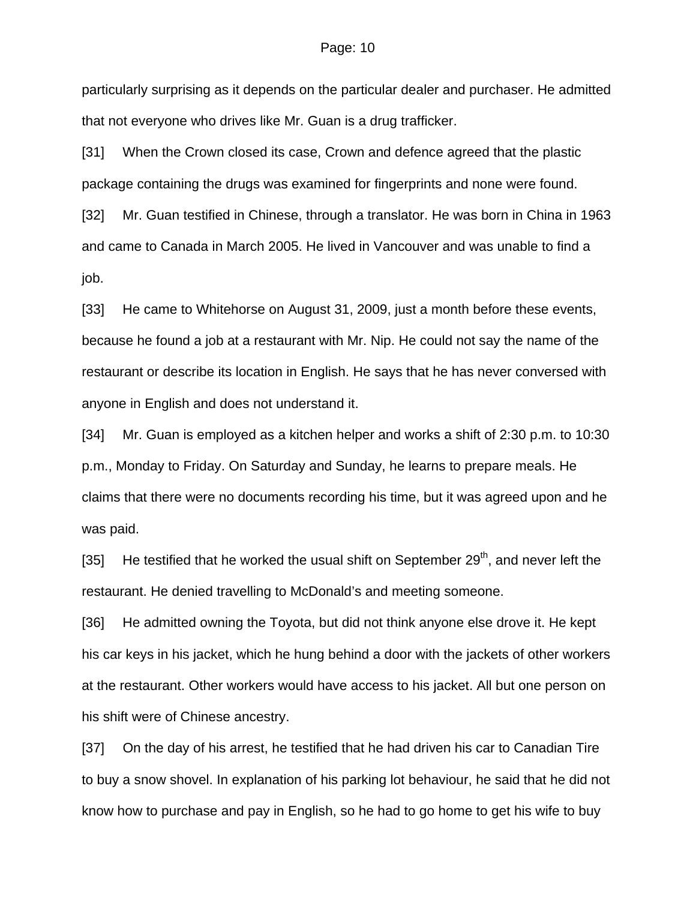particularly surprising as it depends on the particular dealer and purchaser. He admitted that not everyone who drives like Mr. Guan is a drug trafficker.

[31] When the Crown closed its case, Crown and defence agreed that the plastic package containing the drugs was examined for fingerprints and none were found.

[32] Mr. Guan testified in Chinese, through a translator. He was born in China in 1963 and came to Canada in March 2005. He lived in Vancouver and was unable to find a job.

[33] He came to Whitehorse on August 31, 2009, just a month before these events, because he found a job at a restaurant with Mr. Nip. He could not say the name of the restaurant or describe its location in English. He says that he has never conversed with anyone in English and does not understand it.

[34] Mr. Guan is employed as a kitchen helper and works a shift of 2:30 p.m. to 10:30 p.m., Monday to Friday. On Saturday and Sunday, he learns to prepare meals. He claims that there were no documents recording his time, but it was agreed upon and he was paid.

[35] He testified that he worked the usual shift on September 29th, and never left the restaurant. He denied travelling to McDonald's and meeting someone.

[36] He admitted owning the Toyota, but did not think anyone else drove it. He kept his car keys in his jacket, which he hung behind a door with the jackets of other workers at the restaurant. Other workers would have access to his jacket. All but one person on his shift were of Chinese ancestry.

[37] On the day of his arrest, he testified that he had driven his car to Canadian Tire to buy a snow shovel. In explanation of his parking lot behaviour, he said that he did not know how to purchase and pay in English, so he had to go home to get his wife to buy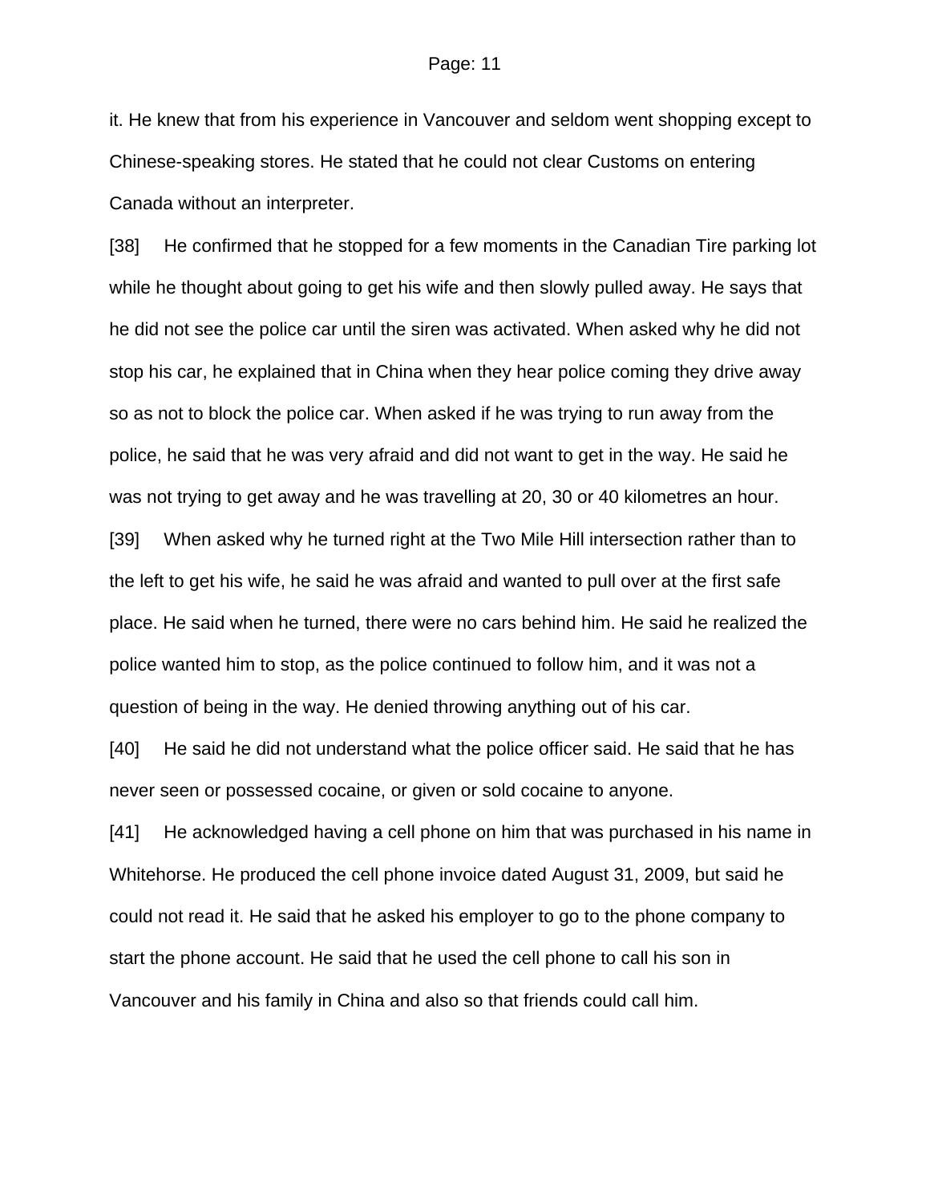it. He knew that from his experience in Vancouver and seldom went shopping except to Chinese-speaking stores. He stated that he could not clear Customs on entering Canada without an interpreter.

[38] He confirmed that he stopped for a few moments in the Canadian Tire parking lot while he thought about going to get his wife and then slowly pulled away. He says that he did not see the police car until the siren was activated. When asked why he did not stop his car, he explained that in China when they hear police coming they drive away so as not to block the police car. When asked if he was trying to run away from the police, he said that he was very afraid and did not want to get in the way. He said he was not trying to get away and he was travelling at 20, 30 or 40 kilometres an hour.

[39] When asked why he turned right at the Two Mile Hill intersection rather than to the left to get his wife, he said he was afraid and wanted to pull over at the first safe place. He said when he turned, there were no cars behind him. He said he realized the police wanted him to stop, as the police continued to follow him, and it was not a question of being in the way. He denied throwing anything out of his car.

[40] He said he did not understand what the police officer said. He said that he has never seen or possessed cocaine, or given or sold cocaine to anyone.

[41] He acknowledged having a cell phone on him that was purchased in his name in Whitehorse. He produced the cell phone invoice dated August 31, 2009, but said he could not read it. He said that he asked his employer to go to the phone company to start the phone account. He said that he used the cell phone to call his son in Vancouver and his family in China and also so that friends could call him.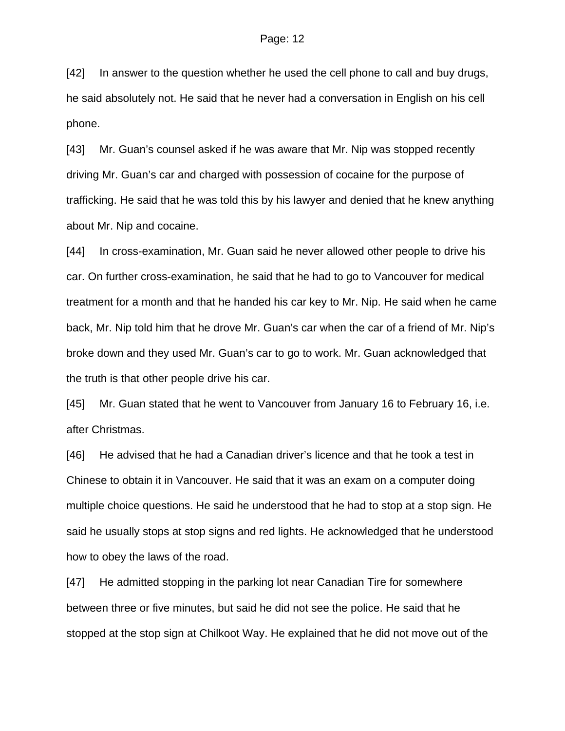[42] In answer to the question whether he used the cell phone to call and buy drugs, he said absolutely not. He said that he never had a conversation in English on his cell phone.

[43] Mr. Guan's counsel asked if he was aware that Mr. Nip was stopped recently driving Mr. Guan's car and charged with possession of cocaine for the purpose of trafficking. He said that he was told this by his lawyer and denied that he knew anything about Mr. Nip and cocaine.

[44] In cross-examination, Mr. Guan said he never allowed other people to drive his car. On further cross-examination, he said that he had to go to Vancouver for medical treatment for a month and that he handed his car key to Mr. Nip. He said when he came back, Mr. Nip told him that he drove Mr. Guan's car when the car of a friend of Mr. Nip's broke down and they used Mr. Guan's car to go to work. Mr. Guan acknowledged that the truth is that other people drive his car.

[45] Mr. Guan stated that he went to Vancouver from January 16 to February 16, i.e. after Christmas.

[46] He advised that he had a Canadian driver's licence and that he took a test in Chinese to obtain it in Vancouver. He said that it was an exam on a computer doing multiple choice questions. He said he understood that he had to stop at a stop sign. He said he usually stops at stop signs and red lights. He acknowledged that he understood how to obey the laws of the road.

[47] He admitted stopping in the parking lot near Canadian Tire for somewhere between three or five minutes, but said he did not see the police. He said that he stopped at the stop sign at Chilkoot Way. He explained that he did not move out of the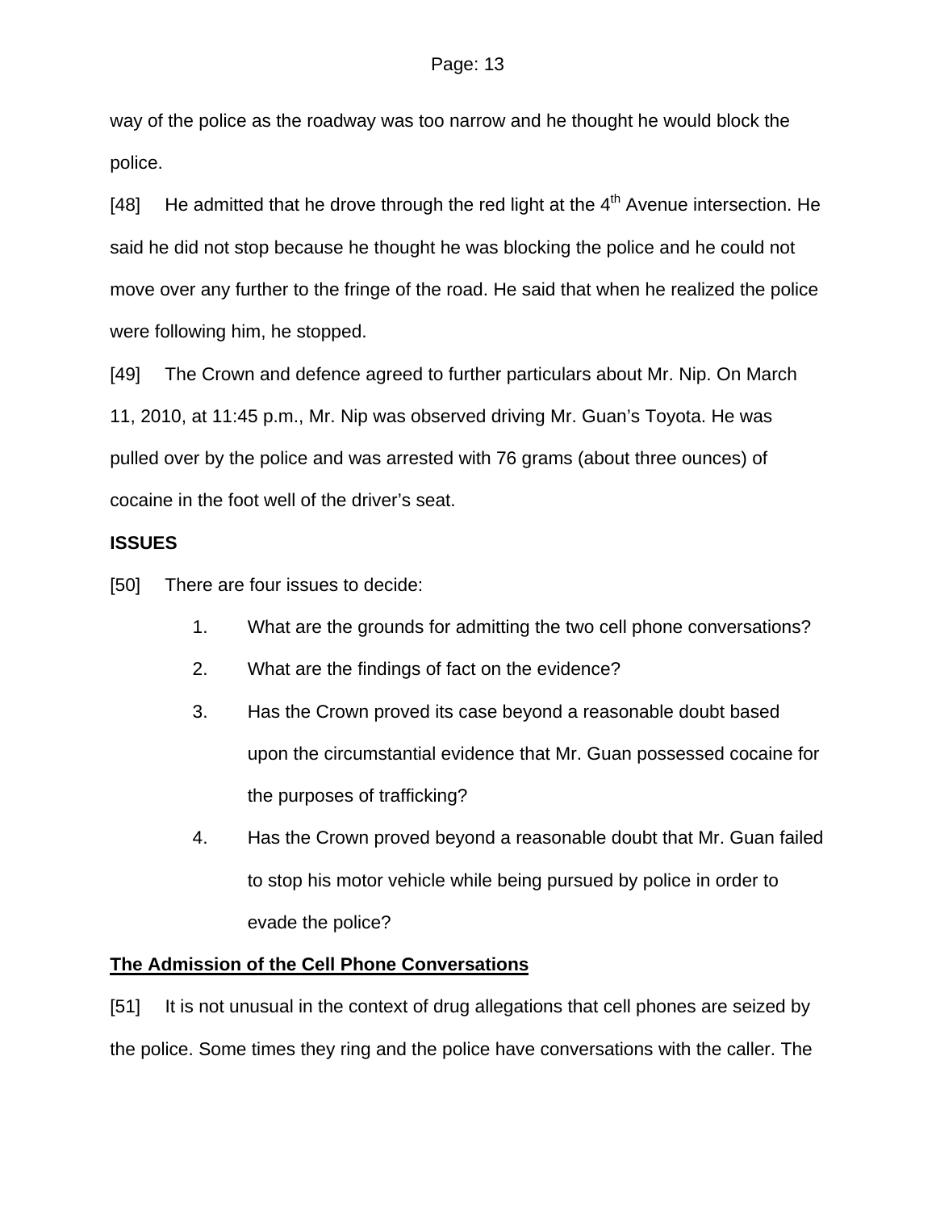way of the police as the roadway was too narrow and he thought he would block the police.

[48] He admitted that he drove through the red light at the 4th Avenue intersection. He said he did not stop because he thought he was blocking the police and he could not move over any further to the fringe of the road. He said that when he realized the police were following him, he stopped.

[49] The Crown and defence agreed to further particulars about Mr. Nip. On March 11, 2010, at 11:45 p.m., Mr. Nip was observed driving Mr. Guan's Toyota. He was pulled over by the police and was arrested with 76 grams (about three ounces) of cocaine in the foot well of the driver's seat.

**ISSUES**

[50] There are four issues to decide:

1. What are the grounds for admitting the two cell phone conversations?
2. What are the findings of fact on the evidence?
3. Has the Crown proved its case beyond a reasonable doubt based upon the circumstantial evidence that Mr. Guan possessed cocaine for the purposes of trafficking?
4. Has the Crown proved beyond a reasonable doubt that Mr. Guan failed to stop his motor vehicle while being pursued by police in order to evade the police?

**The Admission of the Cell Phone Conversations**

[51] It is not unusual in the context of drug allegations that cell phones are seized by the police. Some times they ring and the police have conversations with the caller. The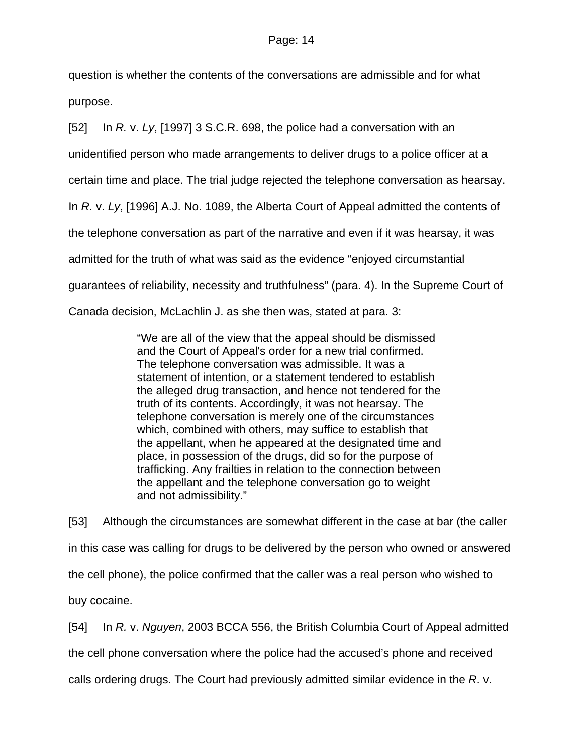question is whether the contents of the conversations are admissible and for what purpose.

[52] In *R.* v. *Ly*, [1997] 3 S.C.R. 698, the police had a conversation with an unidentified person who made arrangements to deliver drugs to a police officer at a certain time and place. The trial judge rejected the telephone conversation as hearsay. In *R.* v. *Ly*, [1996] A.J. No. 1089, the Alberta Court of Appeal admitted the contents of the telephone conversation as part of the narrative and even if it was hearsay, it was admitted for the truth of what was said as the evidence "enjoyed circumstantial guarantees of reliability, necessity and truthfulness" (para. 4). In the Supreme Court of Canada decision, McLachlin J. as she then was, stated at para. 3:

> "We are all of the view that the appeal should be dismissed and the Court of Appeal's order for a new trial confirmed. The telephone conversation was admissible. It was a statement of intention, or a statement tendered to establish the alleged drug transaction, and hence not tendered for the truth of its contents. Accordingly, it was not hearsay. The telephone conversation is merely one of the circumstances which, combined with others, may suffice to establish that the appellant, when he appeared at the designated time and place, in possession of the drugs, did so for the purpose of trafficking. Any frailties in relation to the connection between the appellant and the telephone conversation go to weight and not admissibility."

[53] Although the circumstances are somewhat different in the case at bar (the caller in this case was calling for drugs to be delivered by the person who owned or answered the cell phone), the police confirmed that the caller was a real person who wished to buy cocaine.

[54] In *R.* v. *Nguyen*, 2003 BCCA 556, the British Columbia Court of Appeal admitted the cell phone conversation where the police had the accused's phone and received calls ordering drugs. The Court had previously admitted similar evidence in the *R*. v.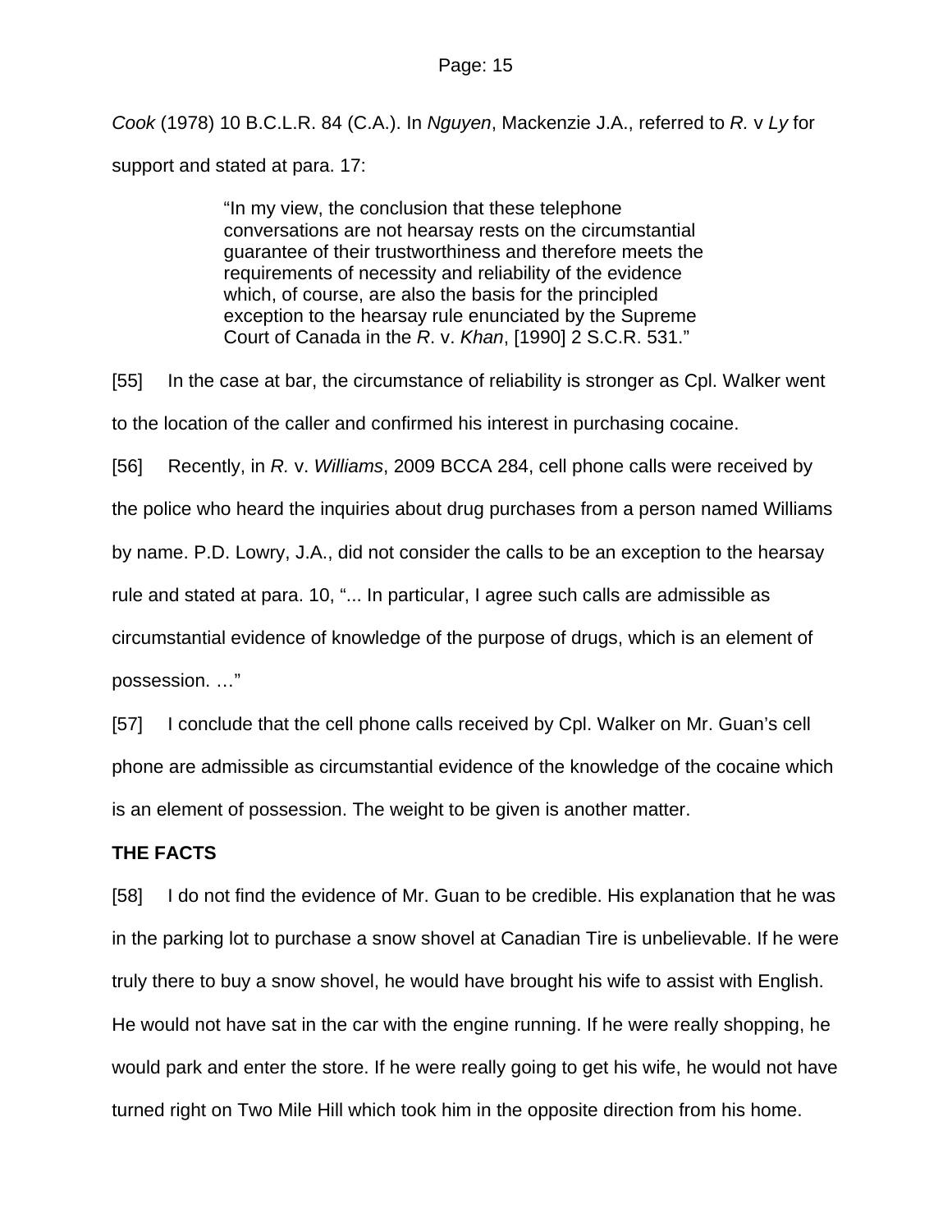*Cook* (1978) 10 B.C.L.R. 84 (C.A.). In *Nguyen*, Mackenzie J.A., referred to *R.* v *Ly* for support and stated at para. 17:

> "In my view, the conclusion that these telephone conversations are not hearsay rests on the circumstantial guarantee of their trustworthiness and therefore meets the requirements of necessity and reliability of the evidence which, of course, are also the basis for the principled exception to the hearsay rule enunciated by the Supreme Court of Canada in the *R*. v. *Khan*, [1990] 2 S.C.R. 531."

[55] In the case at bar, the circumstance of reliability is stronger as Cpl. Walker went to the location of the caller and confirmed his interest in purchasing cocaine.

[56] Recently, in *R.* v. *Williams*, 2009 BCCA 284, cell phone calls were received by the police who heard the inquiries about drug purchases from a person named Williams by name. P.D. Lowry, J.A., did not consider the calls to be an exception to the hearsay rule and stated at para. 10, "... In particular, I agree such calls are admissible as circumstantial evidence of knowledge of the purpose of drugs, which is an element of possession. …"

[57] I conclude that the cell phone calls received by Cpl. Walker on Mr. Guan's cell phone are admissible as circumstantial evidence of the knowledge of the cocaine which is an element of possession. The weight to be given is another matter.

**THE FACTS**

[58] I do not find the evidence of Mr. Guan to be credible. His explanation that he was in the parking lot to purchase a snow shovel at Canadian Tire is unbelievable. If he were truly there to buy a snow shovel, he would have brought his wife to assist with English. He would not have sat in the car with the engine running. If he were really shopping, he would park and enter the store. If he were really going to get his wife, he would not have turned right on Two Mile Hill which took him in the opposite direction from his home.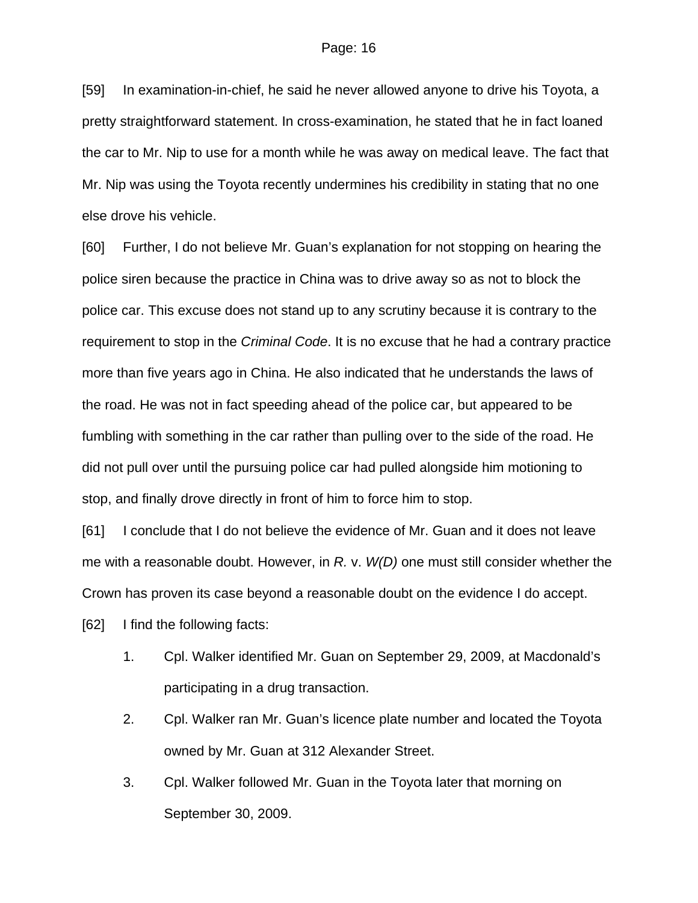[59] In examination-in-chief, he said he never allowed anyone to drive his Toyota, a pretty straightforward statement. In cross-examination, he stated that he in fact loaned the car to Mr. Nip to use for a month while he was away on medical leave. The fact that Mr. Nip was using the Toyota recently undermines his credibility in stating that no one else drove his vehicle.

[60] Further, I do not believe Mr. Guan's explanation for not stopping on hearing the police siren because the practice in China was to drive away so as not to block the police car. This excuse does not stand up to any scrutiny because it is contrary to the requirement to stop in the *Criminal Code*. It is no excuse that he had a contrary practice more than five years ago in China. He also indicated that he understands the laws of the road. He was not in fact speeding ahead of the police car, but appeared to be fumbling with something in the car rather than pulling over to the side of the road. He did not pull over until the pursuing police car had pulled alongside him motioning to stop, and finally drove directly in front of him to force him to stop.

[61] I conclude that I do not believe the evidence of Mr. Guan and it does not leave me with a reasonable doubt. However, in *R.* v. *W(D)* one must still consider whether the Crown has proven its case beyond a reasonable doubt on the evidence I do accept.

[62] I find the following facts:

1. Cpl. Walker identified Mr. Guan on September 29, 2009, at Macdonald's participating in a drug transaction.
2. Cpl. Walker ran Mr. Guan's licence plate number and located the Toyota owned by Mr. Guan at 312 Alexander Street.
3. Cpl. Walker followed Mr. Guan in the Toyota later that morning on September 30, 2009.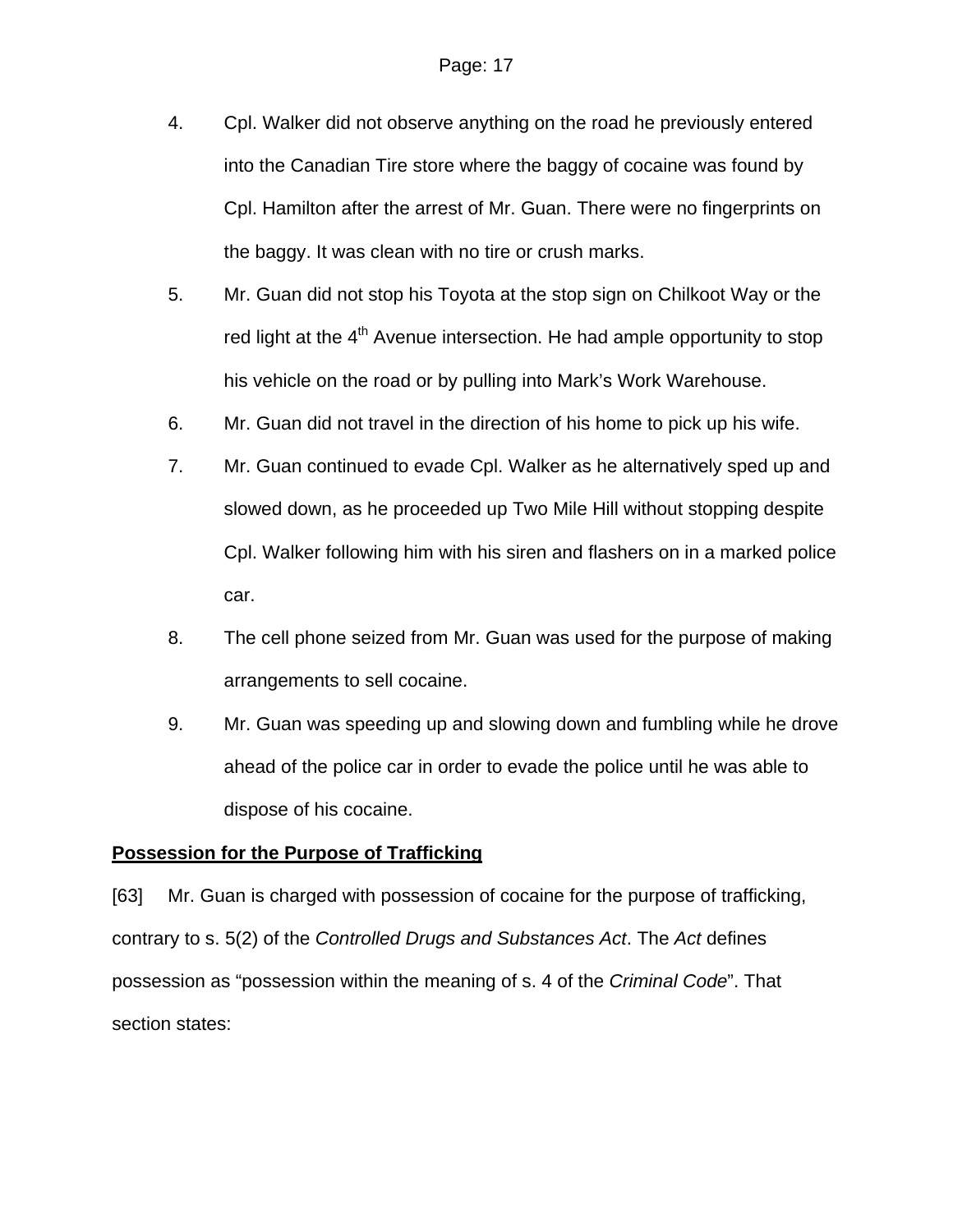4. Cpl. Walker did not observe anything on the road he previously entered into the Canadian Tire store where the baggy of cocaine was found by Cpl. Hamilton after the arrest of Mr. Guan. There were no fingerprints on the baggy. It was clean with no tire or crush marks.
5. Mr. Guan did not stop his Toyota at the stop sign on Chilkoot Way or the red light at the 4th Avenue intersection. He had ample opportunity to stop his vehicle on the road or by pulling into Mark's Work Warehouse.
6. Mr. Guan did not travel in the direction of his home to pick up his wife.
7. Mr. Guan continued to evade Cpl. Walker as he alternatively sped up and slowed down, as he proceeded up Two Mile Hill without stopping despite Cpl. Walker following him with his siren and flashers on in a marked police car.
8. The cell phone seized from Mr. Guan was used for the purpose of making arrangements to sell cocaine.
9. Mr. Guan was speeding up and slowing down and fumbling while he drove ahead of the police car in order to evade the police until he was able to dispose of his cocaine.

**Possession for the Purpose of Trafficking**

[63] Mr. Guan is charged with possession of cocaine for the purpose of trafficking, contrary to s. 5(2) of the *Controlled Drugs and Substances Act*. The *Act* defines possession as "possession within the meaning of s. 4 of the *Criminal Code*". That section states: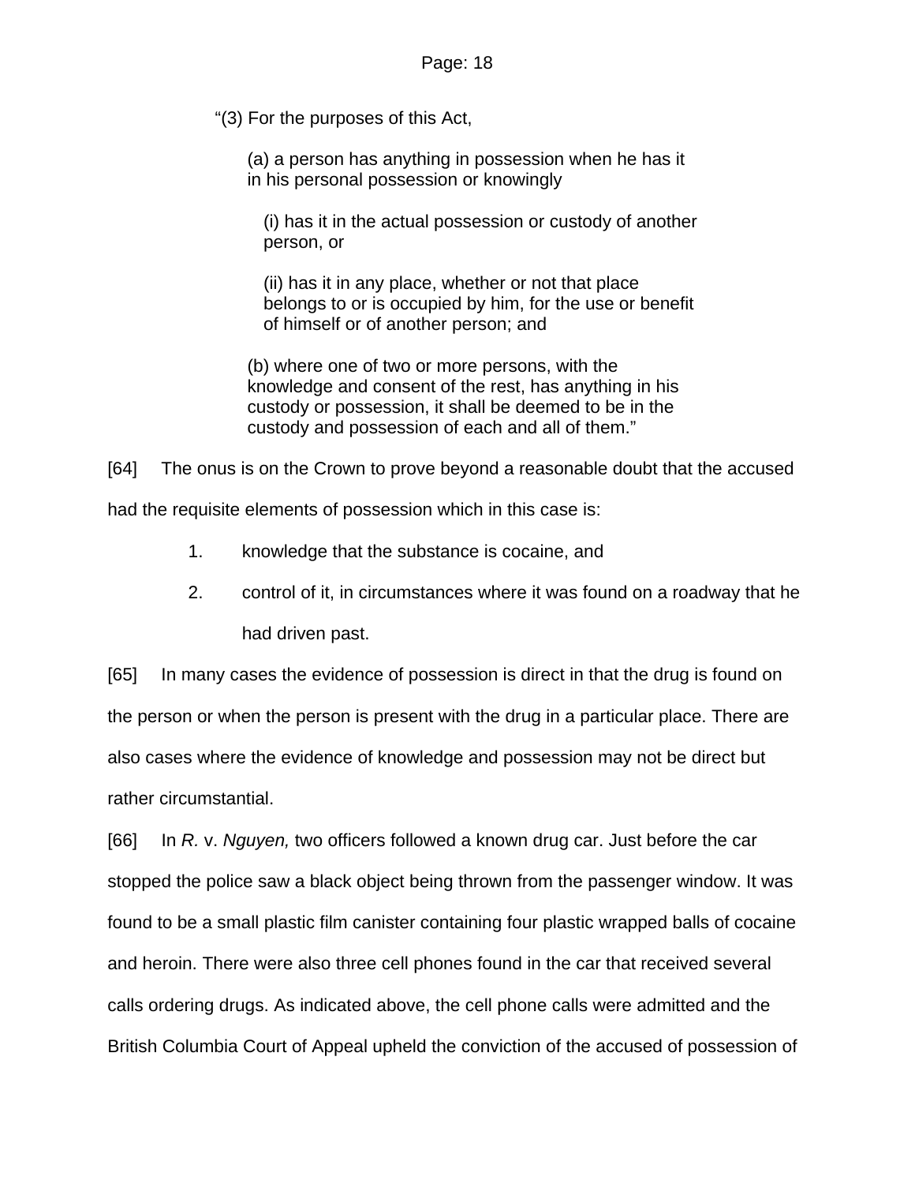> "(3) For the purposes of this Act,
>
> (a) a person has anything in possession when he has it in his personal possession or knowingly
>
> (i) has it in the actual possession or custody of another person, or
>
> (ii) has it in any place, whether or not that place belongs to or is occupied by him, for the use or benefit of himself or of another person; and
>
> (b) where one of two or more persons, with the knowledge and consent of the rest, has anything in his custody or possession, it shall be deemed to be in the custody and possession of each and all of them."

[64] The onus is on the Crown to prove beyond a reasonable doubt that the accused had the requisite elements of possession which in this case is:

1. knowledge that the substance is cocaine, and
2. control of it, in circumstances where it was found on a roadway that he had driven past.

[65] In many cases the evidence of possession is direct in that the drug is found on the person or when the person is present with the drug in a particular place. There are also cases where the evidence of knowledge and possession may not be direct but rather circumstantial.

[66] In *R.* v. *Nguyen,* two officers followed a known drug car. Just before the car stopped the police saw a black object being thrown from the passenger window. It was found to be a small plastic film canister containing four plastic wrapped balls of cocaine and heroin. There were also three cell phones found in the car that received several calls ordering drugs. As indicated above, the cell phone calls were admitted and the British Columbia Court of Appeal upheld the conviction of the accused of possession of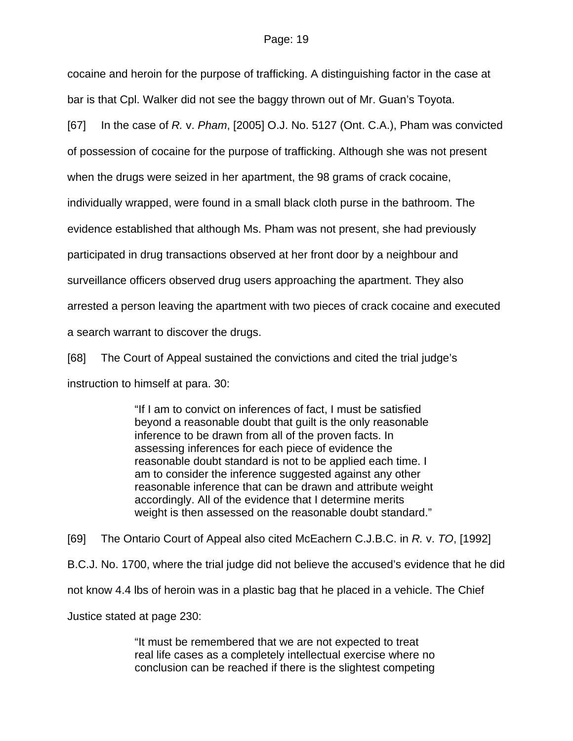cocaine and heroin for the purpose of trafficking. A distinguishing factor in the case at bar is that Cpl. Walker did not see the baggy thrown out of Mr. Guan's Toyota.

[67] In the case of *R.* v. *Pham*, [2005] O.J. No. 5127 (Ont. C.A.), Pham was convicted of possession of cocaine for the purpose of trafficking. Although she was not present when the drugs were seized in her apartment, the 98 grams of crack cocaine, individually wrapped, were found in a small black cloth purse in the bathroom. The evidence established that although Ms. Pham was not present, she had previously participated in drug transactions observed at her front door by a neighbour and surveillance officers observed drug users approaching the apartment. They also arrested a person leaving the apartment with two pieces of crack cocaine and executed a search warrant to discover the drugs.

[68] The Court of Appeal sustained the convictions and cited the trial judge's instruction to himself at para. 30:

> "If I am to convict on inferences of fact, I must be satisfied beyond a reasonable doubt that guilt is the only reasonable inference to be drawn from all of the proven facts. In assessing inferences for each piece of evidence the reasonable doubt standard is not to be applied each time. I am to consider the inference suggested against any other reasonable inference that can be drawn and attribute weight accordingly. All of the evidence that I determine merits weight is then assessed on the reasonable doubt standard."

[69] The Ontario Court of Appeal also cited McEachern C.J.B.C. in *R.* v. *TO*, [1992] B.C.J. No. 1700, where the trial judge did not believe the accused's evidence that he did not know 4.4 lbs of heroin was in a plastic bag that he placed in a vehicle. The Chief Justice stated at page 230:

> "It must be remembered that we are not expected to treat real life cases as a completely intellectual exercise where no conclusion can be reached if there is the slightest competing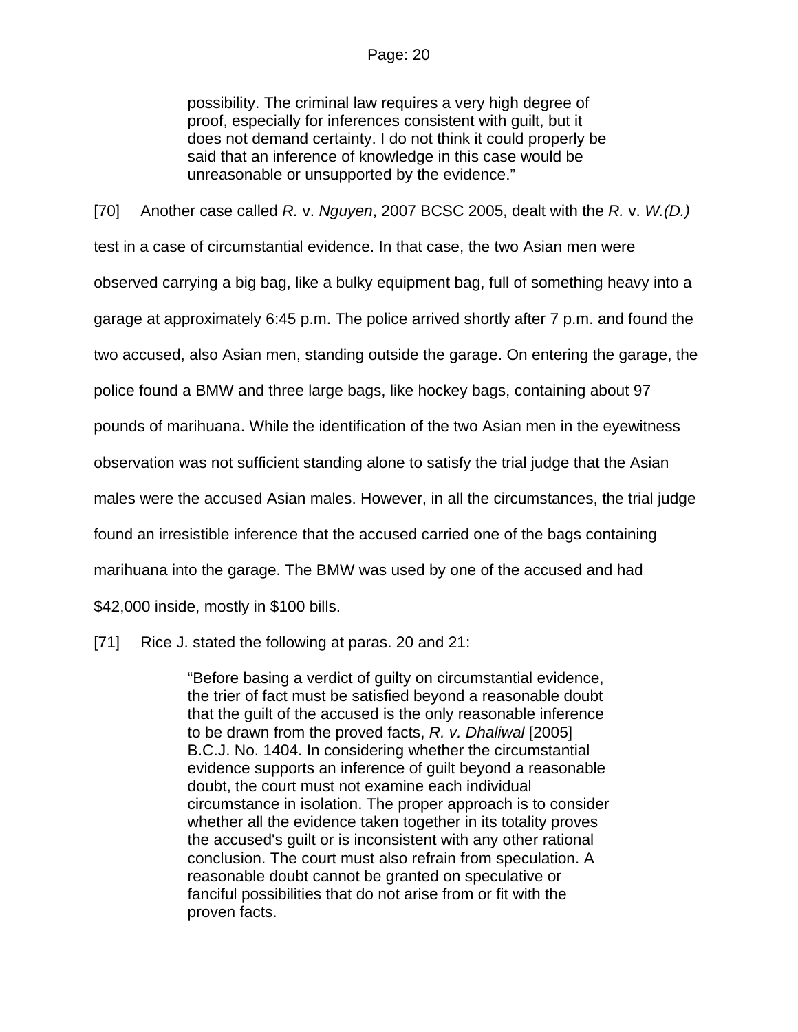> possibility. The criminal law requires a very high degree of proof, especially for inferences consistent with guilt, but it does not demand certainty. I do not think it could properly be said that an inference of knowledge in this case would be unreasonable or unsupported by the evidence."

[70] Another case called *R.* v. *Nguyen*, 2007 BCSC 2005, dealt with the *R.* v. *W.(D.)* test in a case of circumstantial evidence. In that case, the two Asian men were observed carrying a big bag, like a bulky equipment bag, full of something heavy into a garage at approximately 6:45 p.m. The police arrived shortly after 7 p.m. and found the two accused, also Asian men, standing outside the garage. On entering the garage, the police found a BMW and three large bags, like hockey bags, containing about 97 pounds of marihuana. While the identification of the two Asian men in the eyewitness observation was not sufficient standing alone to satisfy the trial judge that the Asian males were the accused Asian males. However, in all the circumstances, the trial judge found an irresistible inference that the accused carried one of the bags containing marihuana into the garage. The BMW was used by one of the accused and had $42,000 inside, mostly in $100 bills.

[71] Rice J. stated the following at paras. 20 and 21:

> "Before basing a verdict of guilty on circumstantial evidence, the trier of fact must be satisfied beyond a reasonable doubt that the guilt of the accused is the only reasonable inference to be drawn from the proved facts, *R. v. Dhaliwal* [2005] B.C.J. No. 1404. In considering whether the circumstantial evidence supports an inference of guilt beyond a reasonable doubt, the court must not examine each individual circumstance in isolation. The proper approach is to consider whether all the evidence taken together in its totality proves the accused's guilt or is inconsistent with any other rational conclusion. The court must also refrain from speculation. A reasonable doubt cannot be granted on speculative or fanciful possibilities that do not arise from or fit with the proven facts.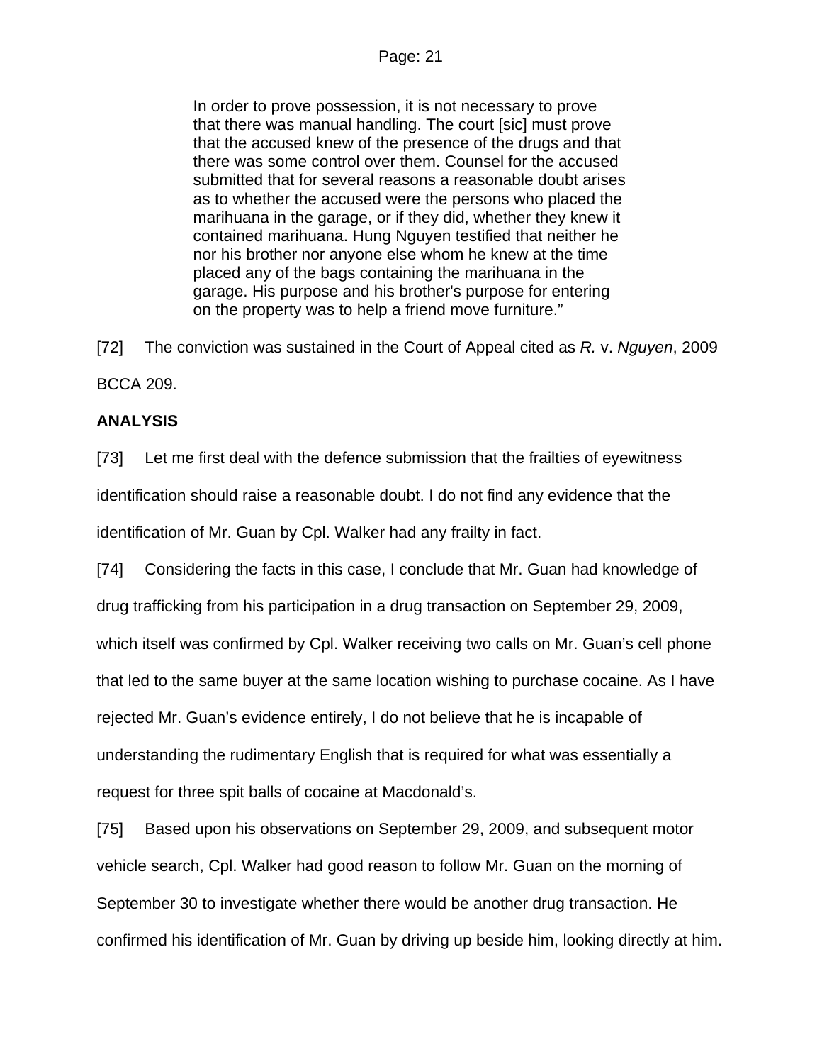> In order to prove possession, it is not necessary to prove that there was manual handling. The court [sic] must prove that the accused knew of the presence of the drugs and that there was some control over them. Counsel for the accused submitted that for several reasons a reasonable doubt arises as to whether the accused were the persons who placed the marihuana in the garage, or if they did, whether they knew it contained marihuana. Hung Nguyen testified that neither he nor his brother nor anyone else whom he knew at the time placed any of the bags containing the marihuana in the garage. His purpose and his brother's purpose for entering on the property was to help a friend move furniture."

[72] The conviction was sustained in the Court of Appeal cited as *R.* v. *Nguyen*, 2009 BCCA 209.

**ANALYSIS**

[73] Let me first deal with the defence submission that the frailties of eyewitness identification should raise a reasonable doubt. I do not find any evidence that the identification of Mr. Guan by Cpl. Walker had any frailty in fact.

[74] Considering the facts in this case, I conclude that Mr. Guan had knowledge of drug trafficking from his participation in a drug transaction on September 29, 2009, which itself was confirmed by Cpl. Walker receiving two calls on Mr. Guan's cell phone that led to the same buyer at the same location wishing to purchase cocaine. As I have rejected Mr. Guan's evidence entirely, I do not believe that he is incapable of understanding the rudimentary English that is required for what was essentially a request for three spit balls of cocaine at Macdonald's.

[75] Based upon his observations on September 29, 2009, and subsequent motor vehicle search, Cpl. Walker had good reason to follow Mr. Guan on the morning of September 30 to investigate whether there would be another drug transaction. He confirmed his identification of Mr. Guan by driving up beside him, looking directly at him.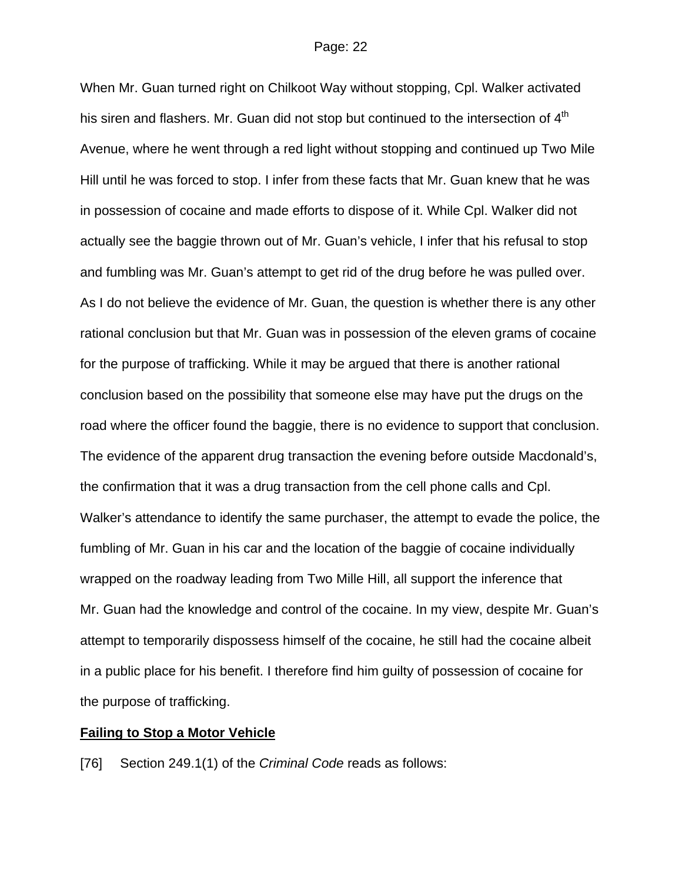When Mr. Guan turned right on Chilkoot Way without stopping, Cpl. Walker activated his siren and flashers. Mr. Guan did not stop but continued to the intersection of 4th Avenue, where he went through a red light without stopping and continued up Two Mile Hill until he was forced to stop. I infer from these facts that Mr. Guan knew that he was in possession of cocaine and made efforts to dispose of it. While Cpl. Walker did not actually see the baggie thrown out of Mr. Guan's vehicle, I infer that his refusal to stop and fumbling was Mr. Guan's attempt to get rid of the drug before he was pulled over. As I do not believe the evidence of Mr. Guan, the question is whether there is any other rational conclusion but that Mr. Guan was in possession of the eleven grams of cocaine for the purpose of trafficking. While it may be argued that there is another rational conclusion based on the possibility that someone else may have put the drugs on the road where the officer found the baggie, there is no evidence to support that conclusion. The evidence of the apparent drug transaction the evening before outside Macdonald's, the confirmation that it was a drug transaction from the cell phone calls and Cpl. Walker's attendance to identify the same purchaser, the attempt to evade the police, the fumbling of Mr. Guan in his car and the location of the baggie of cocaine individually wrapped on the roadway leading from Two Mille Hill, all support the inference that Mr. Guan had the knowledge and control of the cocaine. In my view, despite Mr. Guan's attempt to temporarily dispossess himself of the cocaine, he still had the cocaine albeit in a public place for his benefit. I therefore find him guilty of possession of cocaine for the purpose of trafficking.

**Failing to Stop a Motor Vehicle**

[76] Section 249.1(1) of the *Criminal Code* reads as follows: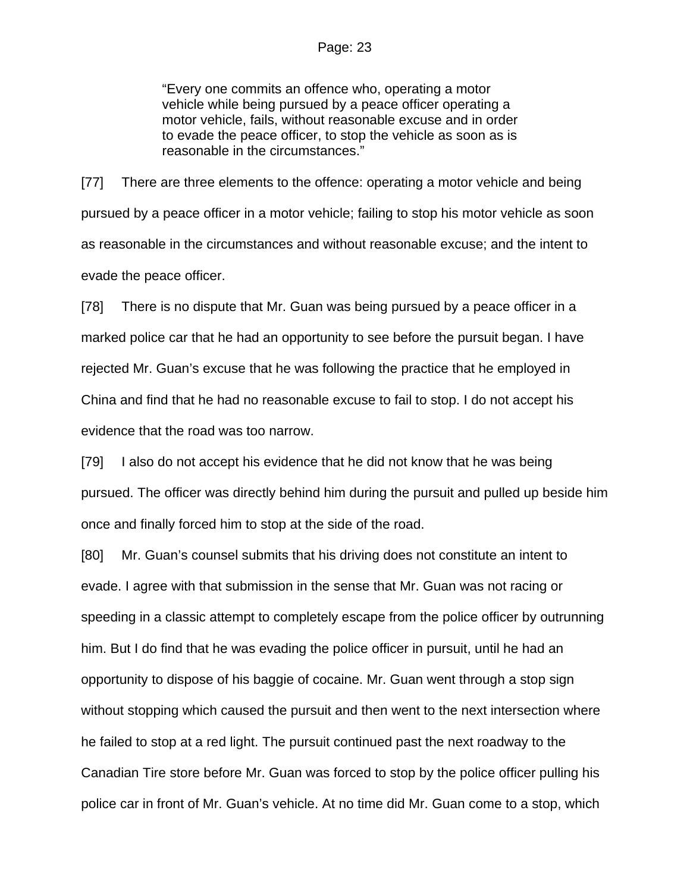> "Every one commits an offence who, operating a motor vehicle while being pursued by a peace officer operating a motor vehicle, fails, without reasonable excuse and in order to evade the peace officer, to stop the vehicle as soon as is reasonable in the circumstances."

[77] There are three elements to the offence: operating a motor vehicle and being pursued by a peace officer in a motor vehicle; failing to stop his motor vehicle as soon as reasonable in the circumstances and without reasonable excuse; and the intent to evade the peace officer.

[78] There is no dispute that Mr. Guan was being pursued by a peace officer in a marked police car that he had an opportunity to see before the pursuit began. I have rejected Mr. Guan's excuse that he was following the practice that he employed in China and find that he had no reasonable excuse to fail to stop. I do not accept his evidence that the road was too narrow.

[79] I also do not accept his evidence that he did not know that he was being pursued. The officer was directly behind him during the pursuit and pulled up beside him once and finally forced him to stop at the side of the road.

[80] Mr. Guan's counsel submits that his driving does not constitute an intent to evade. I agree with that submission in the sense that Mr. Guan was not racing or speeding in a classic attempt to completely escape from the police officer by outrunning him. But I do find that he was evading the police officer in pursuit, until he had an opportunity to dispose of his baggie of cocaine. Mr. Guan went through a stop sign without stopping which caused the pursuit and then went to the next intersection where he failed to stop at a red light. The pursuit continued past the next roadway to the Canadian Tire store before Mr. Guan was forced to stop by the police officer pulling his police car in front of Mr. Guan's vehicle. At no time did Mr. Guan come to a stop, which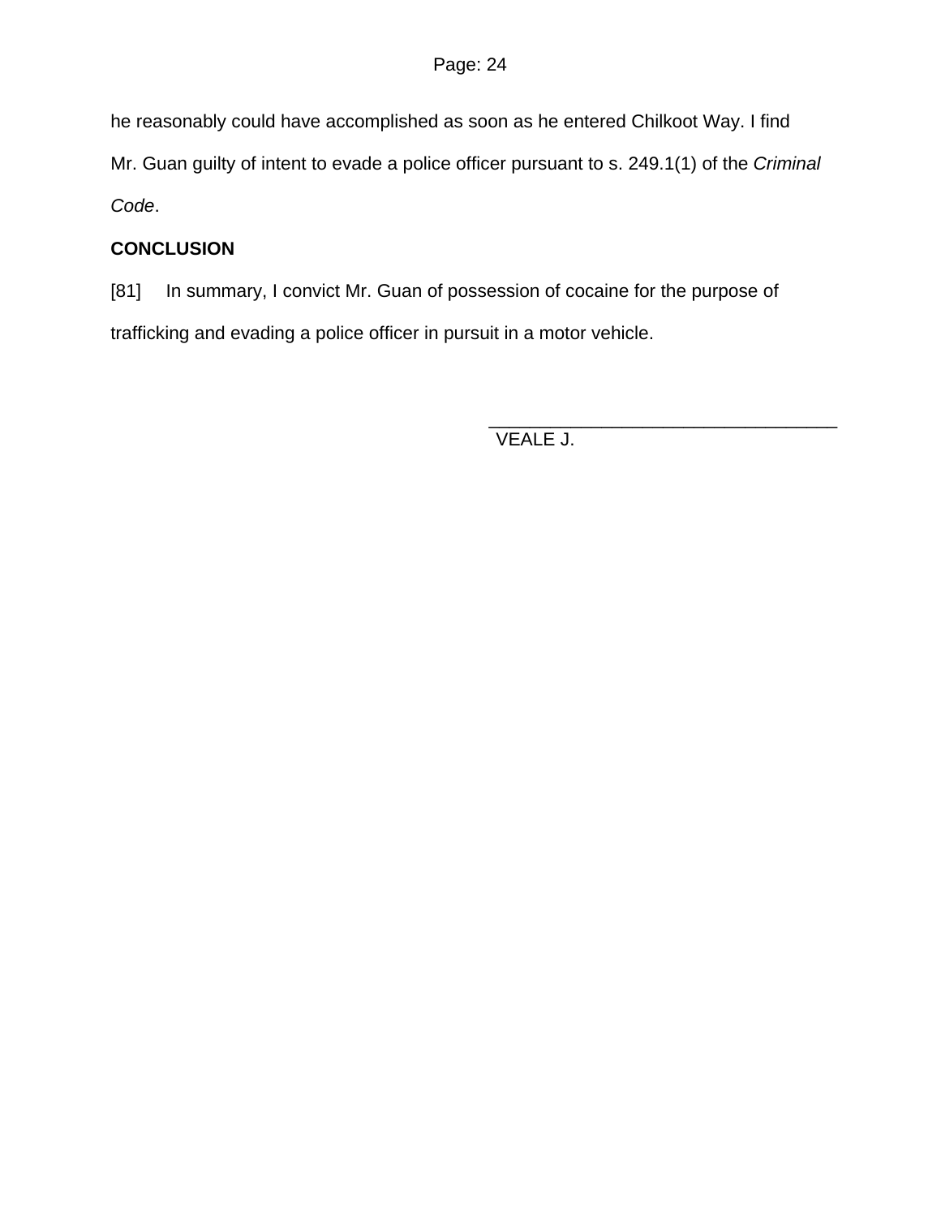he reasonably could have accomplished as soon as he entered Chilkoot Way. I find Mr. Guan guilty of intent to evade a police officer pursuant to s. 249.1(1) of the *Criminal Code*.

## CONCLUSION

[81] In summary, I convict Mr. Guan of possession of cocaine for the purpose of trafficking and evading a police officer in pursuit in a motor vehicle.

___________________________________
VEALE J.